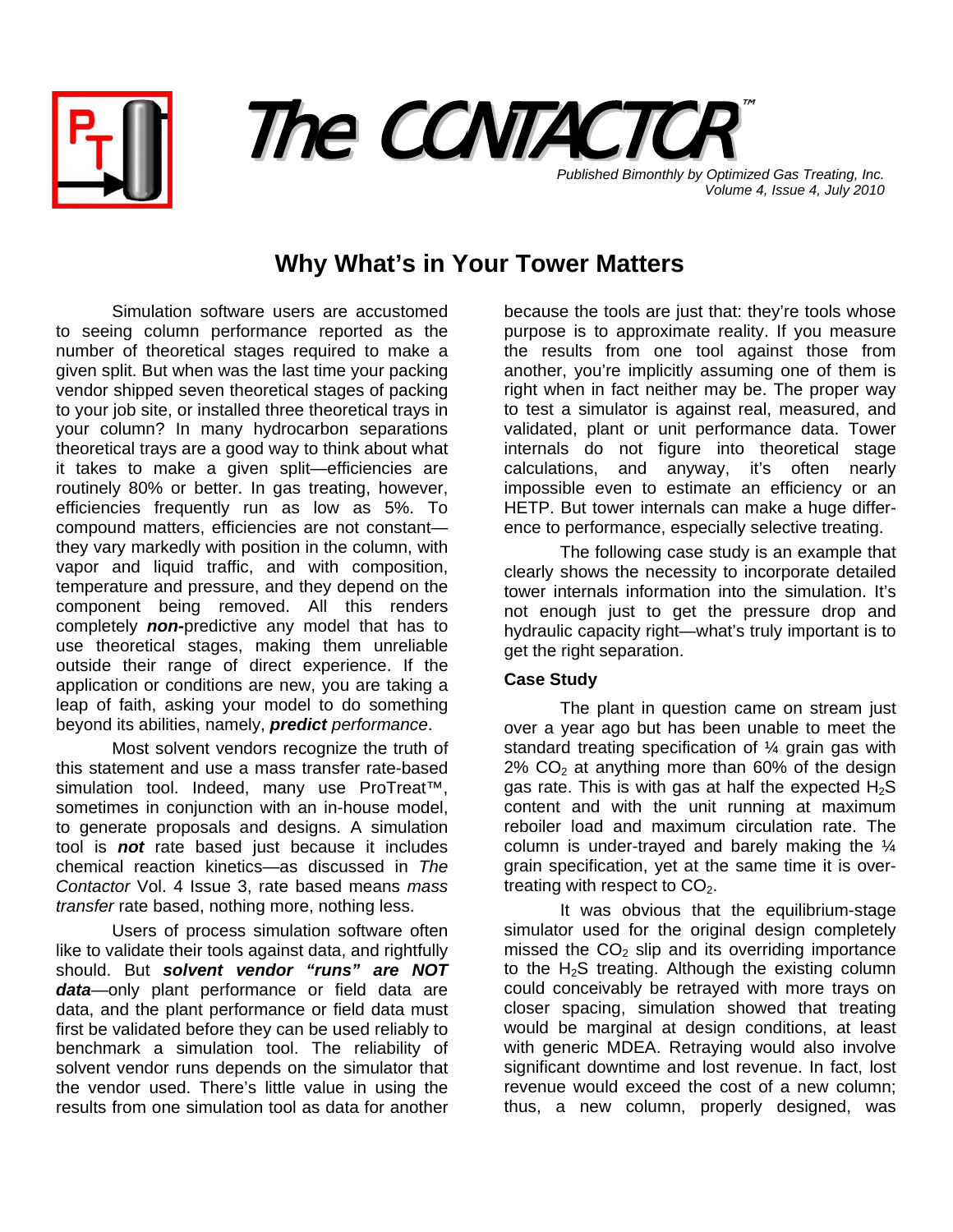# The CONTACTOR™

*Published Bimonthly by Optimized Gas Treating, Inc.*
*Volume 4, Issue 4, July 2010*

## Why What's in Your Tower Matters

Simulation software users are accustomed to seeing column performance reported as the number of theoretical stages required to make a given split. But when was the last time your packing vendor shipped seven theoretical stages of packing to your job site, or installed three theoretical trays in your column? In many hydrocarbon separations theoretical trays are a good way to think about what it takes to make a given split—efficiencies are routinely 80% or better. In gas treating, however, efficiencies frequently run as low as 5%. To compound matters, efficiencies are not constant—they vary markedly with position in the column, with vapor and liquid traffic, and with composition, temperature and pressure, and they depend on the component being removed. All this renders completely ***non***-predictive any model that has to use theoretical stages, making them unreliable outside their range of direct experience. If the application or conditions are new, you are taking a leap of faith, asking your model to do something beyond its abilities, namely, ***predict*** *performance*.

Most solvent vendors recognize the truth of this statement and use a mass transfer rate-based simulation tool. Indeed, many use ProTreat™, sometimes in conjunction with an in-house model, to generate proposals and designs. A simulation tool is ***not*** rate based just because it includes chemical reaction kinetics—as discussed in *The Contactor* Vol. 4 Issue 3, rate based means *mass transfer* rate based, nothing more, nothing less.

Users of process simulation software often like to validate their tools against data, and rightfully should. But ***solvent vendor "runs" are NOT data***—only plant performance or field data are data, and the plant performance or field data must first be validated before they can be used reliably to benchmark a simulation tool. The reliability of solvent vendor runs depends on the simulator that the vendor used. There's little value in using the results from one simulation tool as data for another because the tools are just that: they're tools whose purpose is to approximate reality. If you measure the results from one tool against those from another, you're implicitly assuming one of them is right when in fact neither may be. The proper way to test a simulator is against real, measured, and validated, plant or unit performance data. Tower internals do not figure into theoretical stage calculations, and anyway, it's often nearly impossible even to estimate an efficiency or an HETP. But tower internals can make a huge difference to performance, especially selective treating.

The following case study is an example that clearly shows the necessity to incorporate detailed tower internals information into the simulation. It's not enough just to get the pressure drop and hydraulic capacity right—what's truly important is to get the right separation.

### Case Study

The plant in question came on stream just over a year ago but has been unable to meet the standard treating specification of ¼ grain gas with 2% $CO_2$ at anything more than 60% of the design gas rate. This is with gas at half the expected $H_2S$ content and with the unit running at maximum reboiler load and maximum circulation rate. The column is under-trayed and barely making the ¼ grain specification, yet at the same time it is over-treating with respect to $CO_2$.

It was obvious that the equilibrium-stage simulator used for the original design completely missed the $CO_2$ slip and its overriding importance to the $H_2S$ treating. Although the existing column could conceivably be retrayed with more trays on closer spacing, simulation showed that treating would be marginal at design conditions, at least with generic MDEA. Retraying would also involve significant downtime and lost revenue. In fact, lost revenue would exceed the cost of a new column; thus, a new column, properly designed, was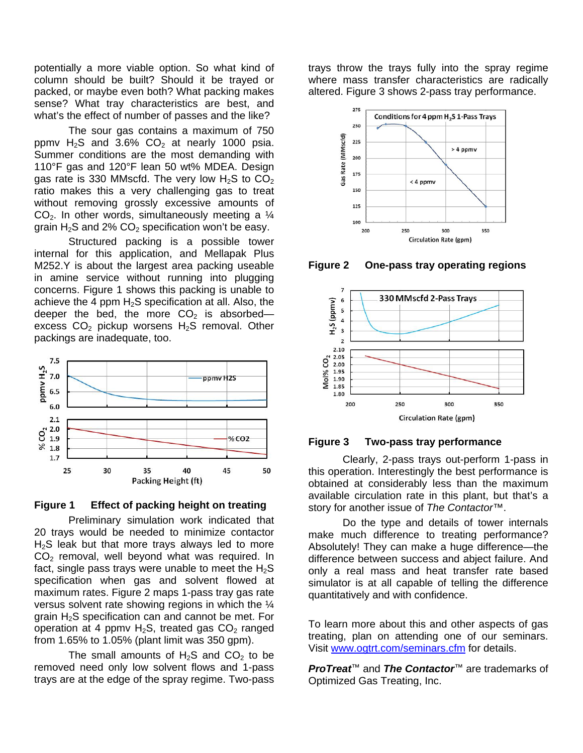potentially a more viable option. So what kind of column should be built? Should it be trayed or packed, or maybe even both? What packing makes sense? What tray characteristics are best, and what's the effect of number of passes and the like?

The sour gas contains a maximum of 750 ppmv $H_2S$ and 3.6% $CO_2$ at nearly 1000 psia. Summer conditions are the most demanding with 110°F gas and 120°F lean 50 wt% MDEA. Design gas rate is 330 MMscfd. The very low $H_2S$ to $CO_2$ ratio makes this a very challenging gas to treat without removing grossly excessive amounts of $CO_2$. In other words, simultaneously meeting a ¼ grain $H_2S$ and 2% $CO_2$ specification won't be easy.

Structured packing is a possible tower internal for this application, and Mellapak Plus M252.Y is about the largest area packing useable in amine service without running into plugging concerns. Figure 1 shows this packing is unable to achieve the 4 ppm $H_2S$ specification at all. Also, the deeper the bed, the more $CO_2$ is absorbed—excess $CO_2$ pickup worsens $H_2S$ removal. Other packings are inadequate, too.

ppmv $H_2S$
7.5
7.0
6.5
6.0
ppmv H2S

% $CO_2$
2.1
2.0
1.9
1.8
1.7
%CO2

25
30
35
40
45
50
Packing Height (ft)

**Figure 1 Effect of packing height on treating**

Preliminary simulation work indicated that 20 trays would be needed to minimize contactor $H_2S$ leak but that more trays always led to more $CO_2$ removal, well beyond what was required. In fact, single pass trays were unable to meet the $H_2S$ specification when gas and solvent flowed at maximum rates. Figure 2 maps 1-pass tray gas rate versus solvent rate showing regions in which the ¼ grain $H_2S$ specification can and cannot be met. For operation at 4 ppmv $H_2S$, treated gas $CO_2$ ranged from 1.65% to 1.05% (plant limit was 350 gpm).

The small amounts of $H_2S$ and $CO_2$ to be removed need only low solvent flows and 1-pass trays are at the edge of the spray regime. Two-pass trays throw the trays fully into the spray regime where mass transfer characteristics are radically altered. Figure 3 shows 2-pass tray performance.

Conditions for 4 ppm $H_2S$ 1-Pass Trays
Gas Rate (MMscfd)
275
250
225
200
175
150
125
100
> 4 ppmv
< 4 ppmv
200
250
300
350
Circulation Rate (gpm)

**Figure 2 One-pass tray operating regions**

330 MMscfd 2-Pass Trays
$H_2S$ (ppmv)
7
6
5
4
3
2

Mol% $CO_2$
2.10
2.05
2.00
1.95
1.90
1.85
1.80

200
250
300
350
Circulation Rate (gpm)

**Figure 3 Two-pass tray performance**

Clearly, 2-pass trays out-perform 1-pass in this operation. Interestingly the best performance is obtained at considerably less than the maximum available circulation rate in this plant, but that's a story for another issue of *The Contactor*™.

Do the type and details of tower internals make much difference to treating performance? Absolutely! They can make a huge difference—the difference between success and abject failure. And only a real mass and heat transfer rate based simulator is at all capable of telling the difference quantitatively and with confidence.

To learn more about this and other aspects of gas treating, plan on attending one of our seminars. Visit www.ogtrt.com/seminars.cfm for details.

***ProTreat***™ and ***The Contactor***™ are trademarks of Optimized Gas Treating, Inc.